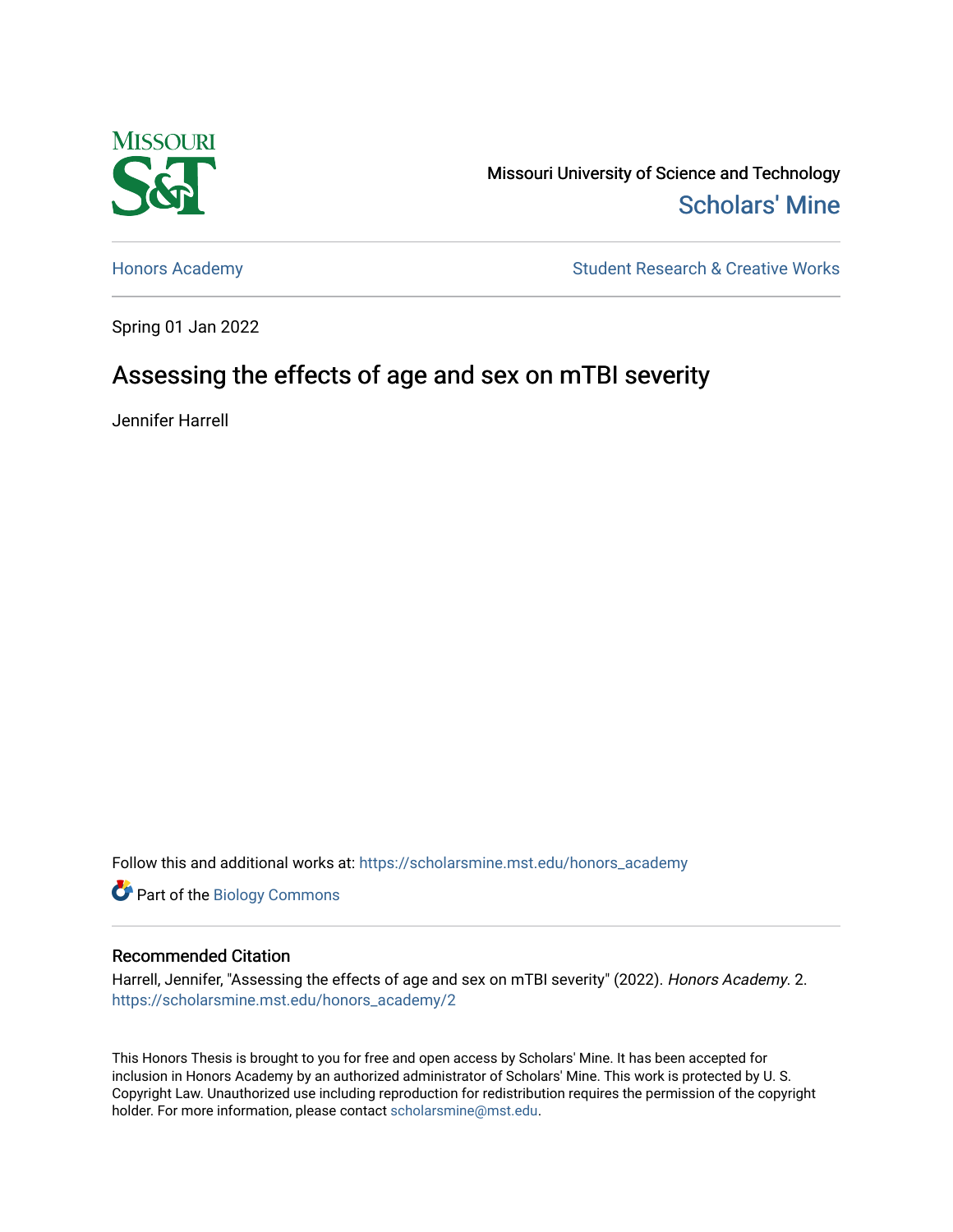Missouri University of Science and Technology

Scholars' Mine

Honors Academy | Student Research & Creative Works

Spring 01 Jan 2022

# Assessing the effects of age and sex on mTBI severity

Jennifer Harrell

Follow this and additional works at: https://scholarsmine.mst.edu/honors_academy

Part of the Biology Commons

## Recommended Citation

Harrell, Jennifer, "Assessing the effects of age and sex on mTBI severity" (2022). *Honors Academy*. 2. https://scholarsmine.mst.edu/honors_academy/2

This Honors Thesis is brought to you for free and open access by Scholars' Mine. It has been accepted for inclusion in Honors Academy by an authorized administrator of Scholars' Mine. This work is protected by U. S. Copyright Law. Unauthorized use including reproduction for redistribution requires the permission of the copyright holder. For more information, please contact scholarsmine@mst.edu.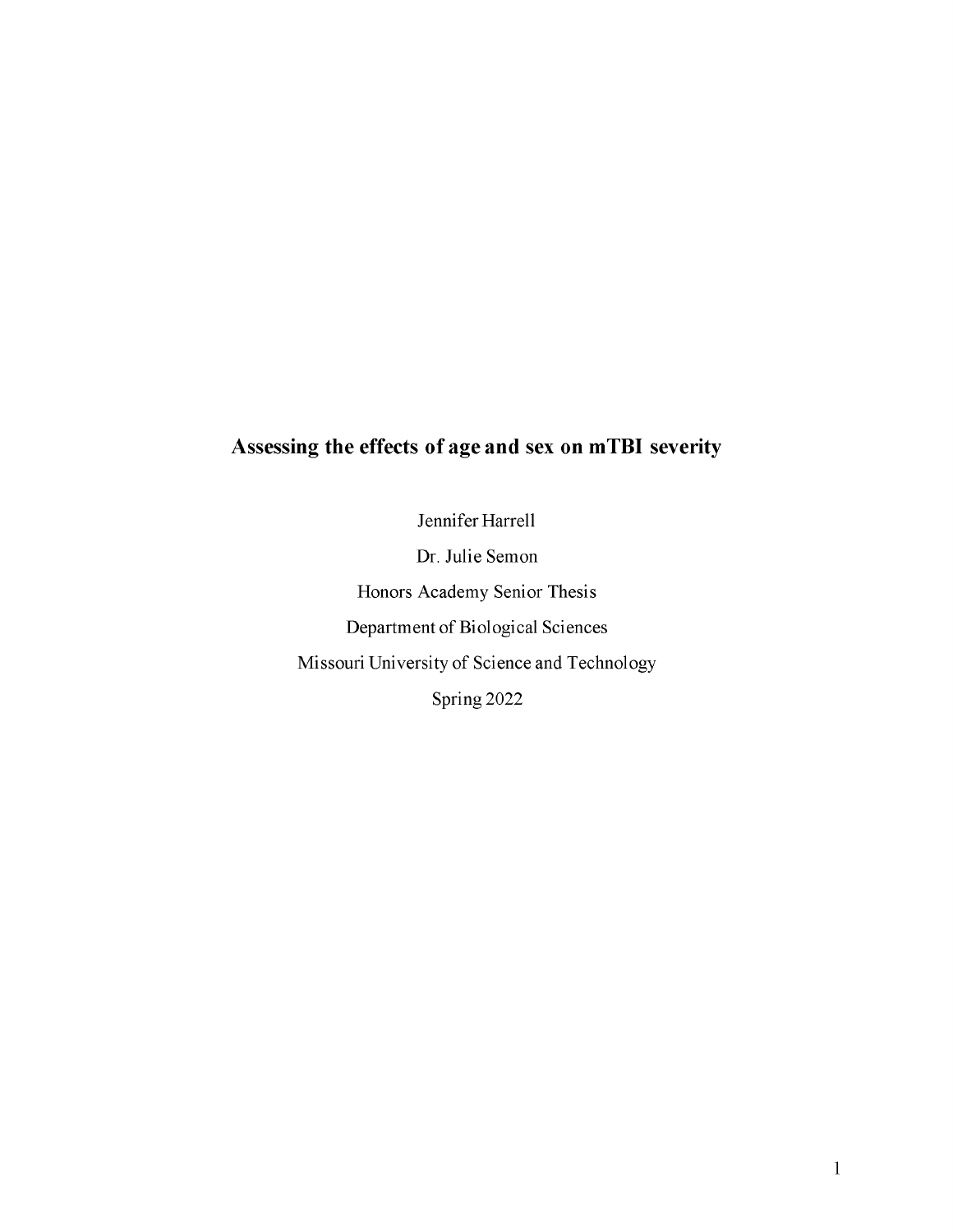# Assessing the effects of age and sex on mTBI severity

Jennifer Harrell

Dr. Julie Semon

Honors Academy Senior Thesis

Department of Biological Sciences

Missouri University of Science and Technology

Spring 2022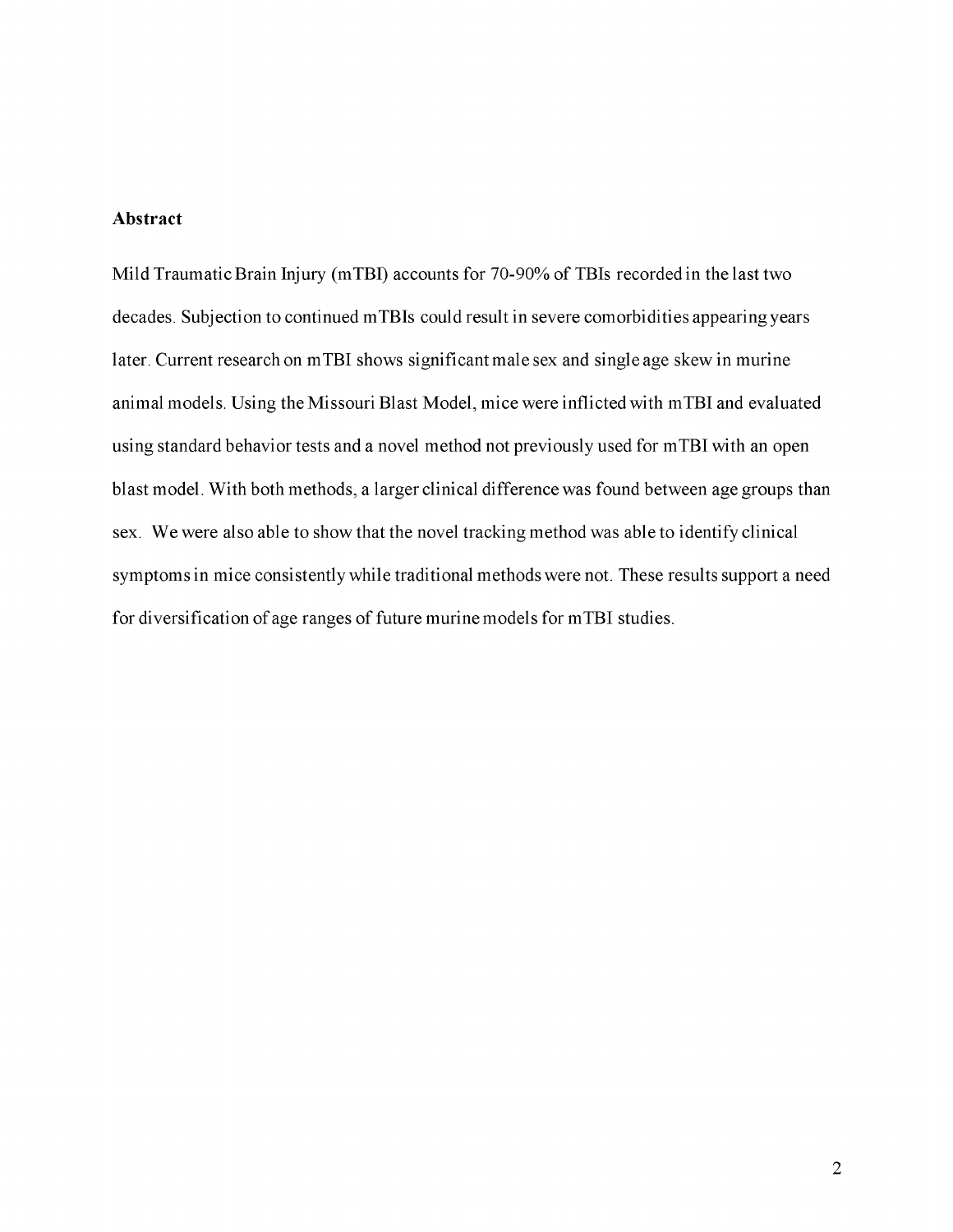## Abstract

Mild Traumatic Brain Injury (mTBI) accounts for 70-90% of TBIs recorded in the last two decades. Subjection to continued mTBIs could result in severe comorbidities appearing years later. Current research on mTBI shows significant male sex and single age skew in murine animal models. Using the Missouri Blast Model, mice were inflicted with mTBI and evaluated using standard behavior tests and a novel method not previously used for mTBI with an open blast model. With both methods, a larger clinical difference was found between age groups than sex. We were also able to show that the novel tracking method was able to identify clinical symptoms in mice consistently while traditional methods were not. These results support a need for diversification of age ranges of future murine models for mTBI studies.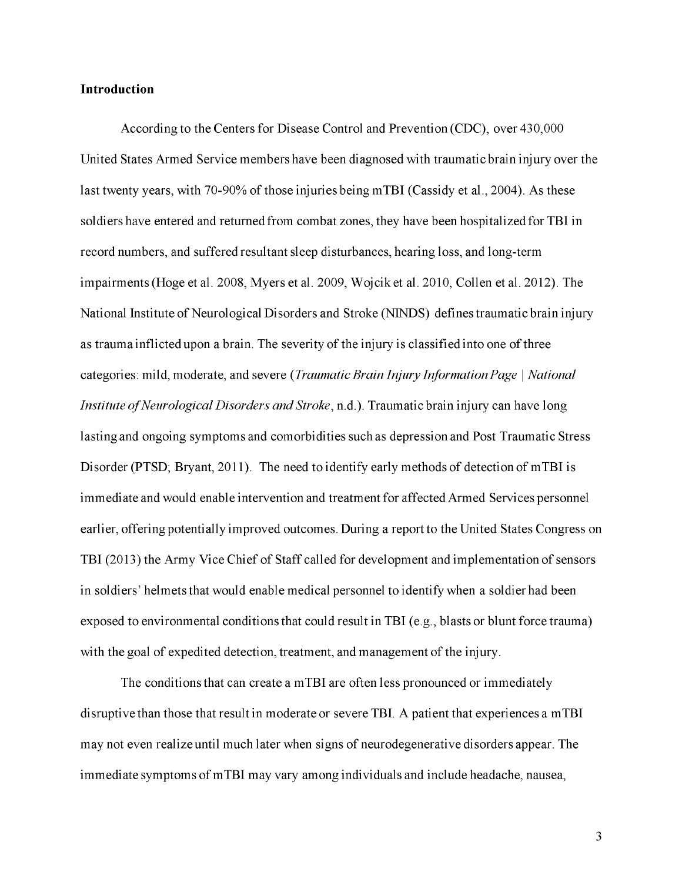**Introduction**

According to the Centers for Disease Control and Prevention (CDC), over 430,000 United States Armed Service members have been diagnosed with traumatic brain injury over the last twenty years, with 70-90% of those injuries being mTBI (Cassidy et al., 2004). As these soldiers have entered and returned from combat zones, they have been hospitalized for TBI in record numbers, and suffered resultant sleep disturbances, hearing loss, and long-term impairments (Hoge et al. 2008, Myers et al. 2009, Wojcik et al. 2010, Collen et al. 2012). The National Institute of Neurological Disorders and Stroke (NINDS) defines traumatic brain injury as trauma inflicted upon a brain. The severity of the injury is classified into one of three categories: mild, moderate, and severe (*Traumatic Brain Injury Information Page | National Institute of Neurological Disorders and Stroke*, n.d.). Traumatic brain injury can have long lasting and ongoing symptoms and comorbidities such as depression and Post Traumatic Stress Disorder (PTSD; Bryant, 2011). The need to identify early methods of detection of mTBI is immediate and would enable intervention and treatment for affected Armed Services personnel earlier, offering potentially improved outcomes. During a report to the United States Congress on TBI (2013) the Army Vice Chief of Staff called for development and implementation of sensors in soldiers' helmets that would enable medical personnel to identify when a soldier had been exposed to environmental conditions that could result in TBI (e.g., blasts or blunt force trauma) with the goal of expedited detection, treatment, and management of the injury.

The conditions that can create a mTBI are often less pronounced or immediately disruptive than those that result in moderate or severe TBI. A patient that experiences a mTBI may not even realize until much later when signs of neurodegenerative disorders appear. The immediate symptoms of mTBI may vary among individuals and include headache, nausea,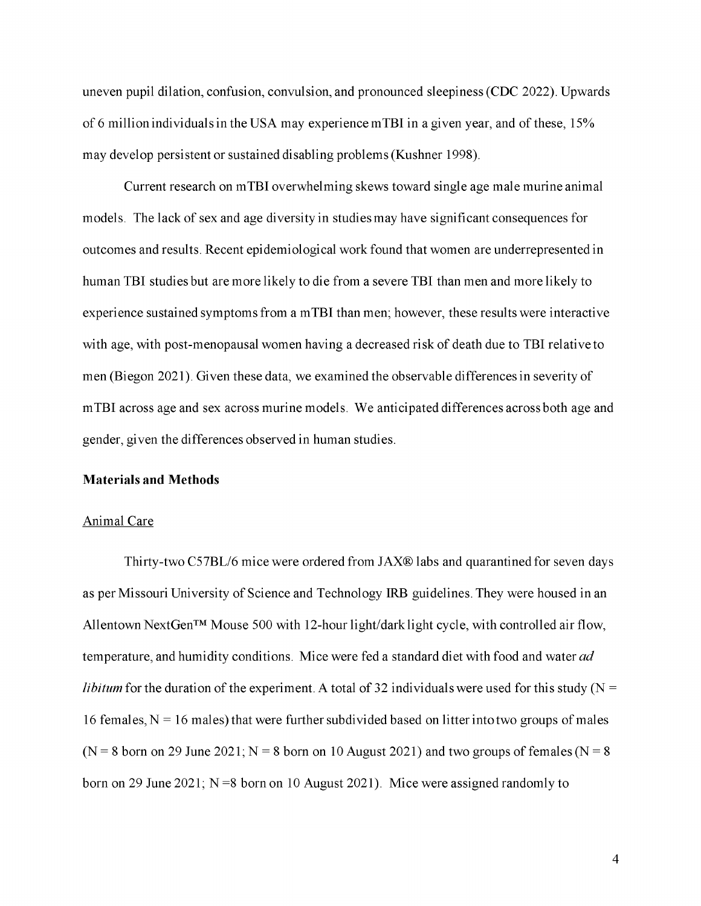uneven pupil dilation, confusion, convulsion, and pronounced sleepiness (CDC 2022). Upwards of 6 million individuals in the USA may experience mTBI in a given year, and of these, 15% may develop persistent or sustained disabling problems (Kushner 1998).

Current research on mTBI overwhelming skews toward single age male murine animal models. The lack of sex and age diversity in studies may have significant consequences for outcomes and results. Recent epidemiological work found that women are underrepresented in human TBI studies but are more likely to die from a severe TBI than men and more likely to experience sustained symptoms from a mTBI than men; however, these results were interactive with age, with post-menopausal women having a decreased risk of death due to TBI relative to men (Biegon 2021). Given these data, we examined the observable differences in severity of mTBI across age and sex across murine models. We anticipated differences across both age and gender, given the differences observed in human studies.

## Materials and Methods

### Animal Care

Thirty-two C57BL/6 mice were ordered from JAX® labs and quarantined for seven days as per Missouri University of Science and Technology IRB guidelines. They were housed in an Allentown NextGen™ Mouse 500 with 12-hour light/dark light cycle, with controlled air flow, temperature, and humidity conditions. Mice were fed a standard diet with food and water *ad libitum* for the duration of the experiment. A total of 32 individuals were used for this study (N = 16 females, N = 16 males) that were further subdivided based on litter into two groups of males (N = 8 born on 29 June 2021; N = 8 born on 10 August 2021) and two groups of females (N = 8 born on 29 June 2021; N =8 born on 10 August 2021). Mice were assigned randomly to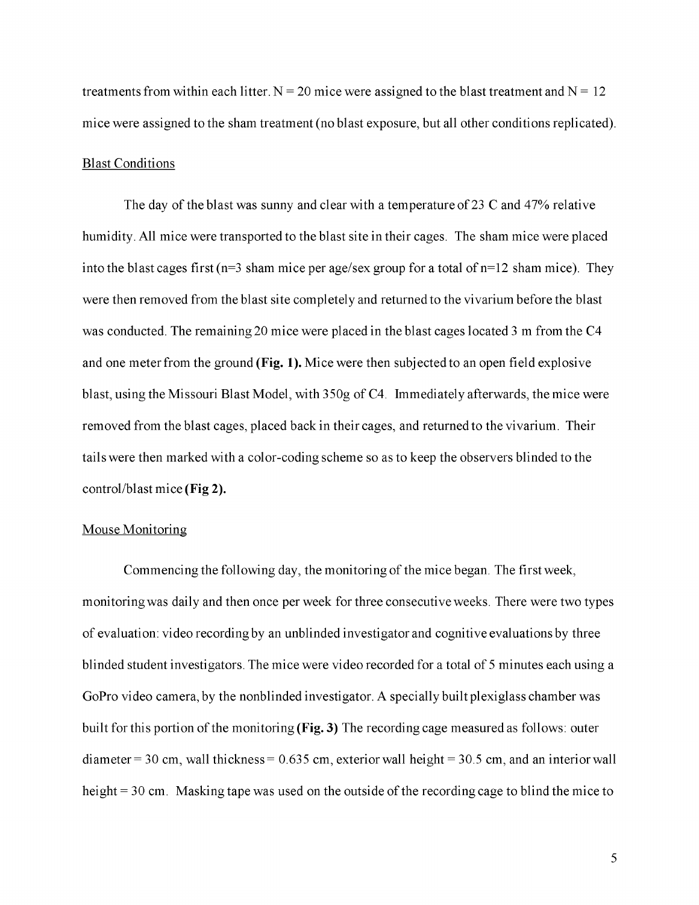treatments from within each litter. N = 20 mice were assigned to the blast treatment and N = 12 mice were assigned to the sham treatment (no blast exposure, but all other conditions replicated).

## Blast Conditions

The day of the blast was sunny and clear with a temperature of 23 C and 47% relative humidity. All mice were transported to the blast site in their cages. The sham mice were placed into the blast cages first (n=3 sham mice per age/sex group for a total of n=12 sham mice). They were then removed from the blast site completely and returned to the vivarium before the blast was conducted. The remaining 20 mice were placed in the blast cages located 3 m from the C4 and one meter from the ground **(Fig. 1).** Mice were then subjected to an open field explosive blast, using the Missouri Blast Model, with 350g of C4. Immediately afterwards, the mice were removed from the blast cages, placed back in their cages, and returned to the vivarium. Their tails were then marked with a color-coding scheme so as to keep the observers blinded to the control/blast mice **(Fig 2).**

## Mouse Monitoring

Commencing the following day, the monitoring of the mice began. The first week, monitoring was daily and then once per week for three consecutive weeks. There were two types of evaluation: video recording by an unblinded investigator and cognitive evaluations by three blinded student investigators. The mice were video recorded for a total of 5 minutes each using a GoPro video camera, by the nonblinded investigator. A specially built plexiglass chamber was built for this portion of the monitoring **(Fig. 3)** The recording cage measured as follows: outer diameter = 30 cm, wall thickness = 0.635 cm, exterior wall height = 30.5 cm, and an interior wall height = 30 cm. Masking tape was used on the outside of the recording cage to blind the mice to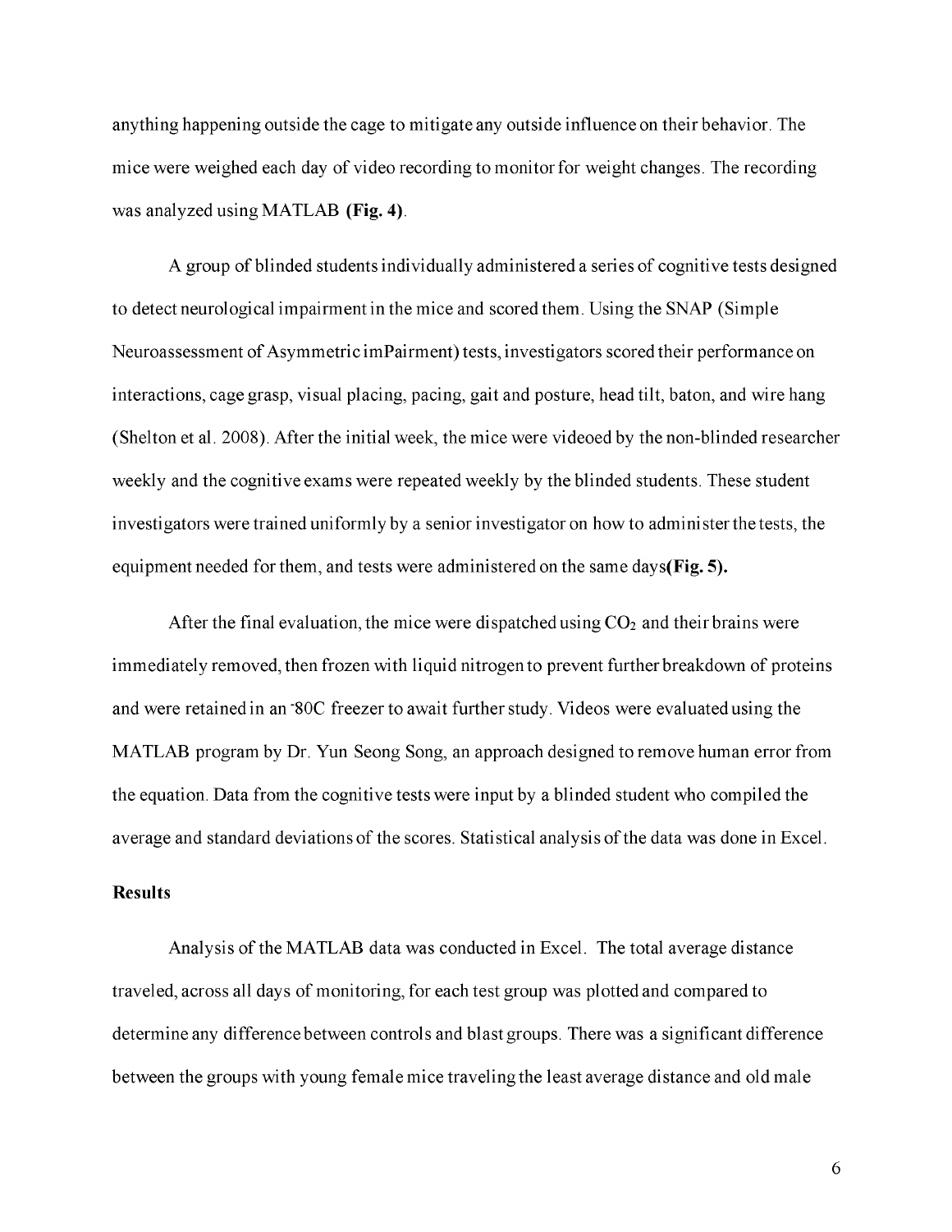anything happening outside the cage to mitigate any outside influence on their behavior. The mice were weighed each day of video recording to monitor for weight changes. The recording was analyzed using MATLAB **(Fig. 4)**.

A group of blinded students individually administered a series of cognitive tests designed to detect neurological impairment in the mice and scored them. Using the SNAP (Simple Neuroassessment of Asymmetric imPairment) tests, investigators scored their performance on interactions, cage grasp, visual placing, pacing, gait and posture, head tilt, baton, and wire hang (Shelton et al. 2008). After the initial week, the mice were videoed by the non-blinded researcher weekly and the cognitive exams were repeated weekly by the blinded students. These student investigators were trained uniformly by a senior investigator on how to administer the tests, the equipment needed for them, and tests were administered on the same days**(Fig. 5).**

After the final evaluation, the mice were dispatched using $CO_2$ and their brains were immediately removed, then frozen with liquid nitrogen to prevent further breakdown of proteins and were retained in an $^-$80C freezer to await further study. Videos were evaluated using the MATLAB program by Dr. Yun Seong Song, an approach designed to remove human error from the equation. Data from the cognitive tests were input by a blinded student who compiled the average and standard deviations of the scores. Statistical analysis of the data was done in Excel.

**Results**

Analysis of the MATLAB data was conducted in Excel. The total average distance traveled, across all days of monitoring, for each test group was plotted and compared to determine any difference between controls and blast groups. There was a significant difference between the groups with young female mice traveling the least average distance and old male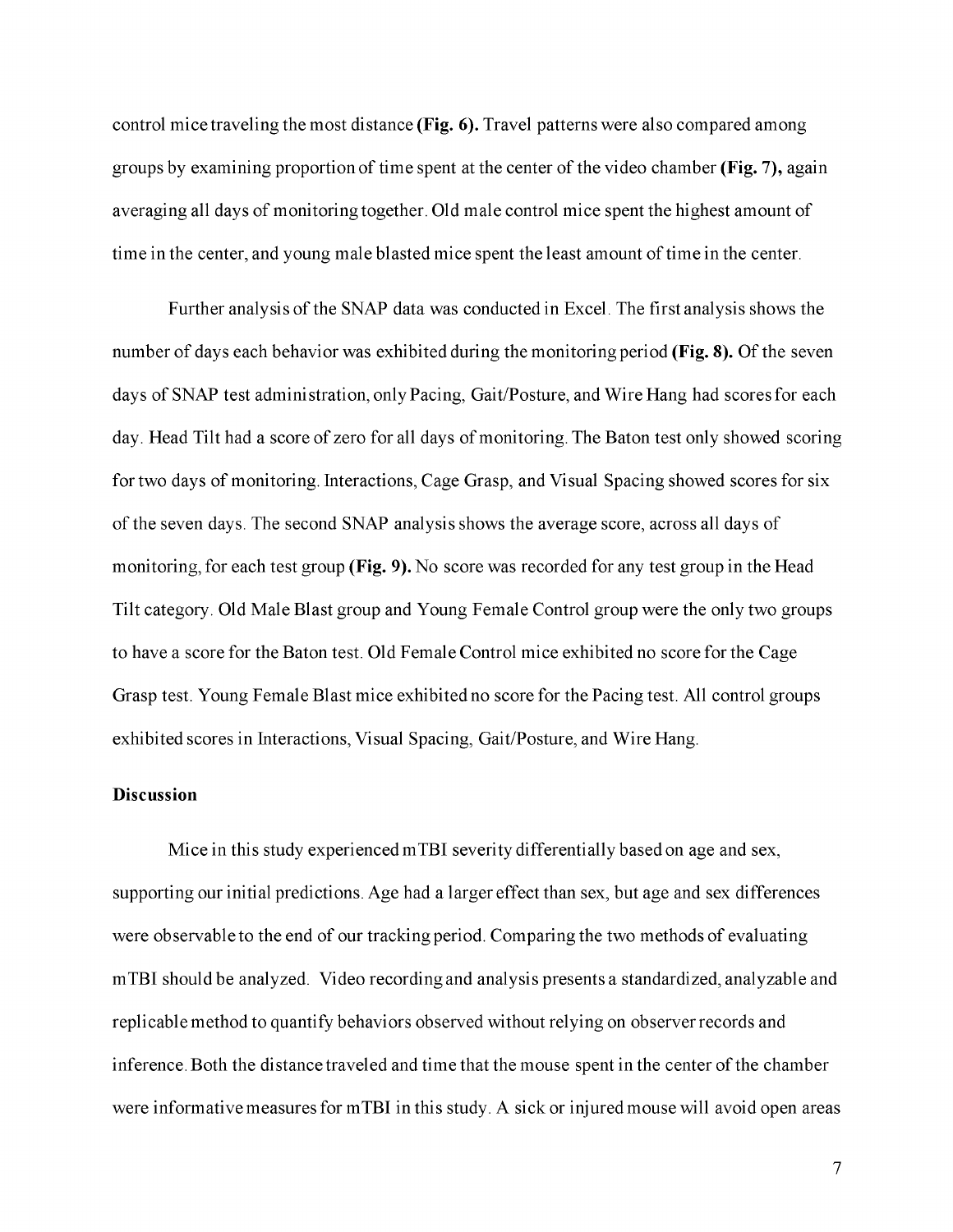control mice traveling the most distance **(Fig. 6).** Travel patterns were also compared among groups by examining proportion of time spent at the center of the video chamber **(Fig. 7),** again averaging all days of monitoring together. Old male control mice spent the highest amount of time in the center, and young male blasted mice spent the least amount of time in the center.

Further analysis of the SNAP data was conducted in Excel. The first analysis shows the number of days each behavior was exhibited during the monitoring period **(Fig. 8).** Of the seven days of SNAP test administration, only Pacing, Gait/Posture, and Wire Hang had scores for each day. Head Tilt had a score of zero for all days of monitoring. The Baton test only showed scoring for two days of monitoring. Interactions, Cage Grasp, and Visual Spacing showed scores for six of the seven days. The second SNAP analysis shows the average score, across all days of monitoring, for each test group **(Fig. 9).** No score was recorded for any test group in the Head Tilt category. Old Male Blast group and Young Female Control group were the only two groups to have a score for the Baton test. Old Female Control mice exhibited no score for the Cage Grasp test. Young Female Blast mice exhibited no score for the Pacing test. All control groups exhibited scores in Interactions, Visual Spacing, Gait/Posture, and Wire Hang.

**Discussion**

Mice in this study experienced mTBI severity differentially based on age and sex, supporting our initial predictions. Age had a larger effect than sex, but age and sex differences were observable to the end of our tracking period. Comparing the two methods of evaluating mTBI should be analyzed. Video recording and analysis presents a standardized, analyzable and replicable method to quantify behaviors observed without relying on observer records and inference. Both the distance traveled and time that the mouse spent in the center of the chamber were informative measures for mTBI in this study. A sick or injured mouse will avoid open areas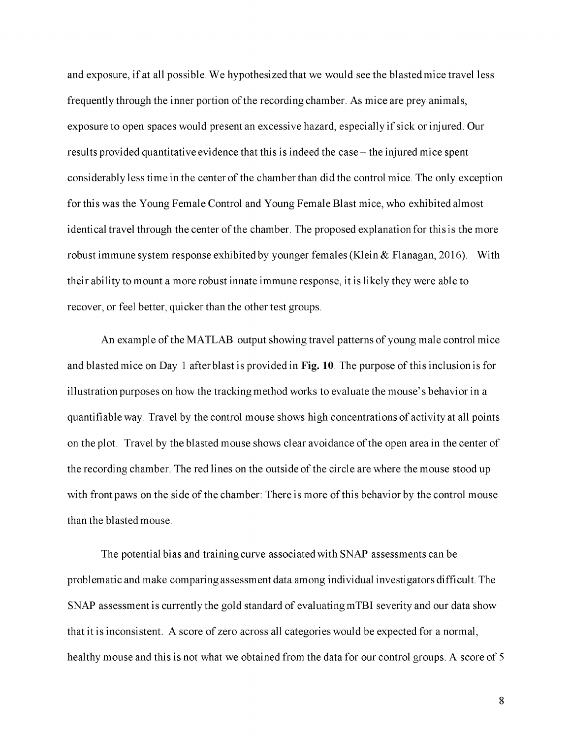and exposure, if at all possible. We hypothesized that we would see the blasted mice travel less frequently through the inner portion of the recording chamber. As mice are prey animals, exposure to open spaces would present an excessive hazard, especially if sick or injured. Our results provided quantitative evidence that this is indeed the case – the injured mice spent considerably less time in the center of the chamber than did the control mice. The only exception for this was the Young Female Control and Young Female Blast mice, who exhibited almost identical travel through the center of the chamber. The proposed explanation for this is the more robust immune system response exhibited by younger females (Klein & Flanagan, 2016). With their ability to mount a more robust innate immune response, it is likely they were able to recover, or feel better, quicker than the other test groups.

An example of the MATLAB output showing travel patterns of young male control mice and blasted mice on Day 1 after blast is provided in **Fig. 10**. The purpose of this inclusion is for illustration purposes on how the tracking method works to evaluate the mouse's behavior in a quantifiable way. Travel by the control mouse shows high concentrations of activity at all points on the plot. Travel by the blasted mouse shows clear avoidance of the open area in the center of the recording chamber. The red lines on the outside of the circle are where the mouse stood up with front paws on the side of the chamber: There is more of this behavior by the control mouse than the blasted mouse.

The potential bias and training curve associated with SNAP assessments can be problematic and make comparing assessment data among individual investigators difficult. The SNAP assessment is currently the gold standard of evaluating mTBI severity and our data show that it is inconsistent. A score of zero across all categories would be expected for a normal, healthy mouse and this is not what we obtained from the data for our control groups. A score of 5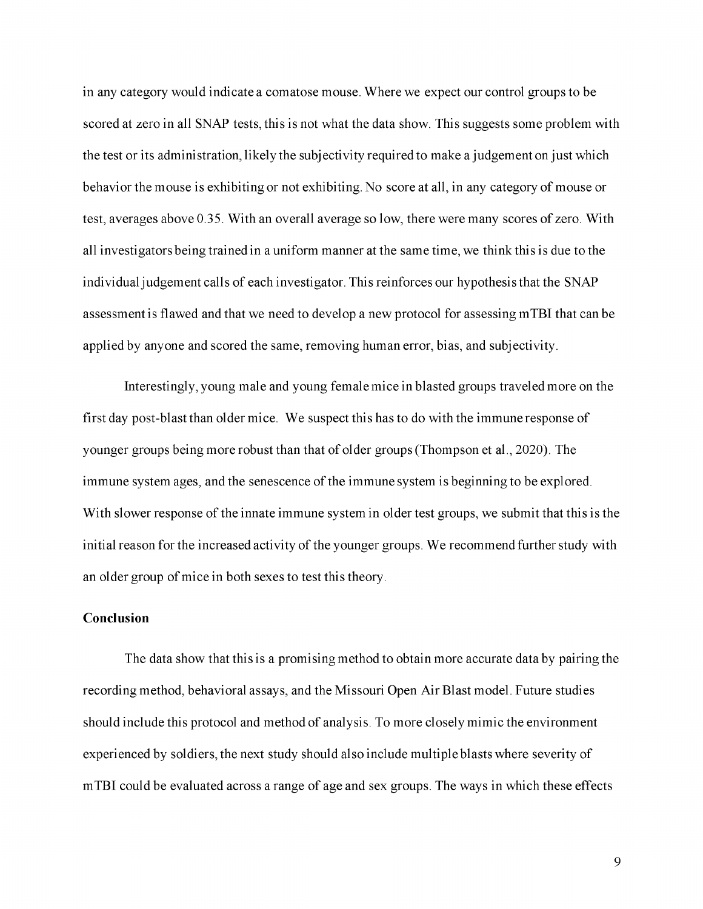in any category would indicate a comatose mouse. Where we expect our control groups to be scored at zero in all SNAP tests, this is not what the data show. This suggests some problem with the test or its administration, likely the subjectivity required to make a judgement on just which behavior the mouse is exhibiting or not exhibiting. No score at all, in any category of mouse or test, averages above 0.35. With an overall average so low, there were many scores of zero. With all investigators being trained in a uniform manner at the same time, we think this is due to the individual judgement calls of each investigator. This reinforces our hypothesis that the SNAP assessment is flawed and that we need to develop a new protocol for assessing mTBI that can be applied by anyone and scored the same, removing human error, bias, and subjectivity.

Interestingly, young male and young female mice in blasted groups traveled more on the first day post-blast than older mice. We suspect this has to do with the immune response of younger groups being more robust than that of older groups (Thompson et al., 2020). The immune system ages, and the senescence of the immune system is beginning to be explored. With slower response of the innate immune system in older test groups, we submit that this is the initial reason for the increased activity of the younger groups. We recommend further study with an older group of mice in both sexes to test this theory.

**Conclusion**

The data show that this is a promising method to obtain more accurate data by pairing the recording method, behavioral assays, and the Missouri Open Air Blast model. Future studies should include this protocol and method of analysis. To more closely mimic the environment experienced by soldiers, the next study should also include multiple blasts where severity of mTBI could be evaluated across a range of age and sex groups. The ways in which these effects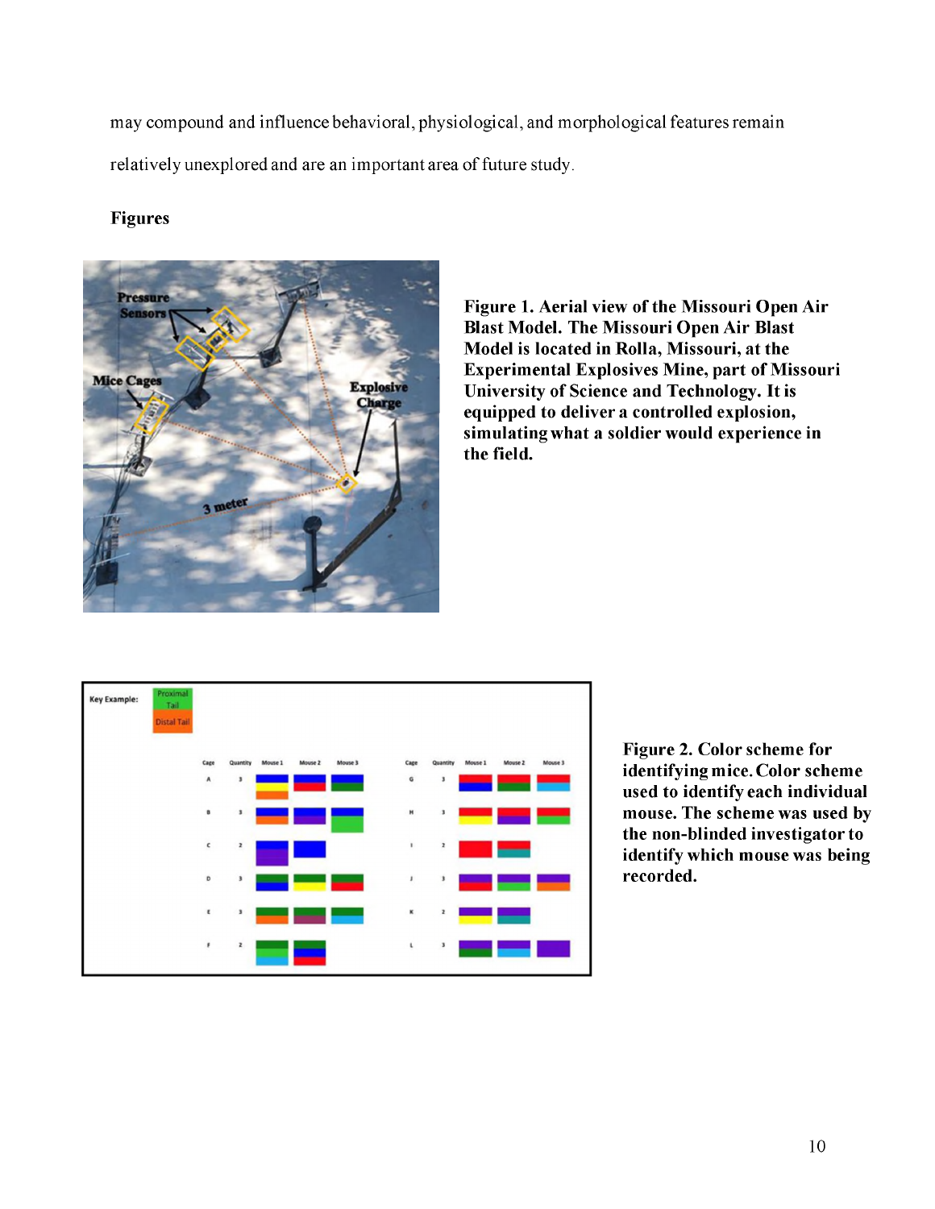may compound and influence behavioral, physiological, and morphological features remain relatively unexplored and are an important area of future study.

**Figures**

**Figure 1. Aerial view of the Missouri Open Air Blast Model. The Missouri Open Air Blast Model is located in Rolla, Missouri, at the Experimental Explosives Mine, part of Missouri University of Science and Technology. It is equipped to deliver a controlled explosion, simulating what a soldier would experience in the field.**

**Figure 2. Color scheme for identifying mice. Color scheme used to identify each individual mouse. The scheme was used by the non-blinded investigator to identify which mouse was being recorded.**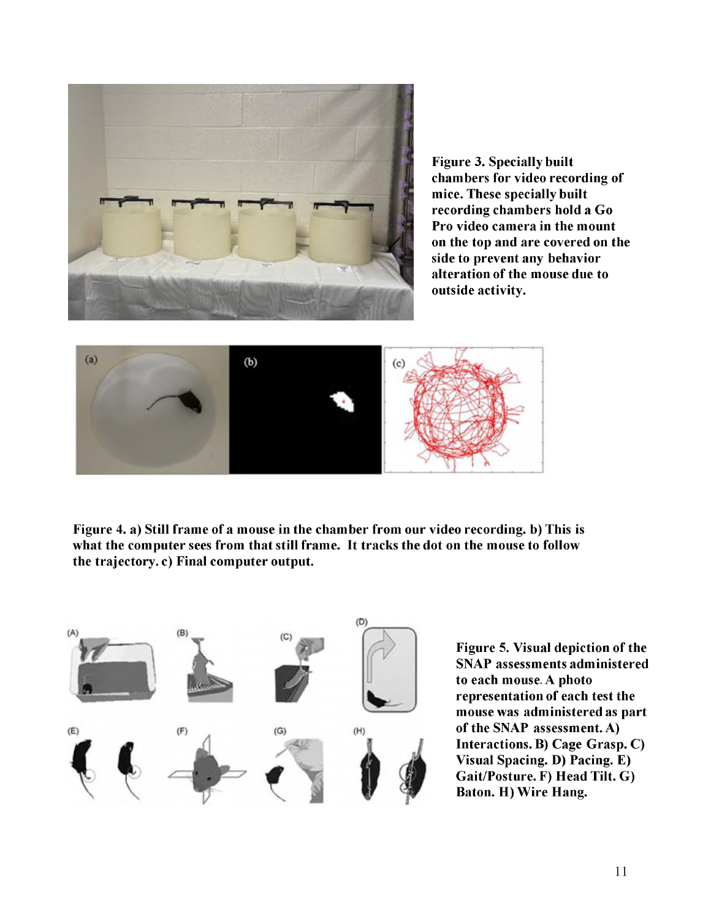**Figure 3. Specially built chambers for video recording of mice. These specially built recording chambers hold a Go Pro video camera in the mount on the top and are covered on the side to prevent any behavior alteration of the mouse due to outside activity.**

**Figure 4. a) Still frame of a mouse in the chamber from our video recording. b) This is what the computer sees from that still frame. It tracks the dot on the mouse to follow the trajectory. c) Final computer output.**

**Figure 5. Visual depiction of the SNAP assessments administered to each mouse. A photo representation of each test the mouse was administered as part of the SNAP assessment. A) Interactions. B) Cage Grasp. C) Visual Spacing. D) Pacing. E) Gait/Posture. F) Head Tilt. G) Baton. H) Wire Hang.**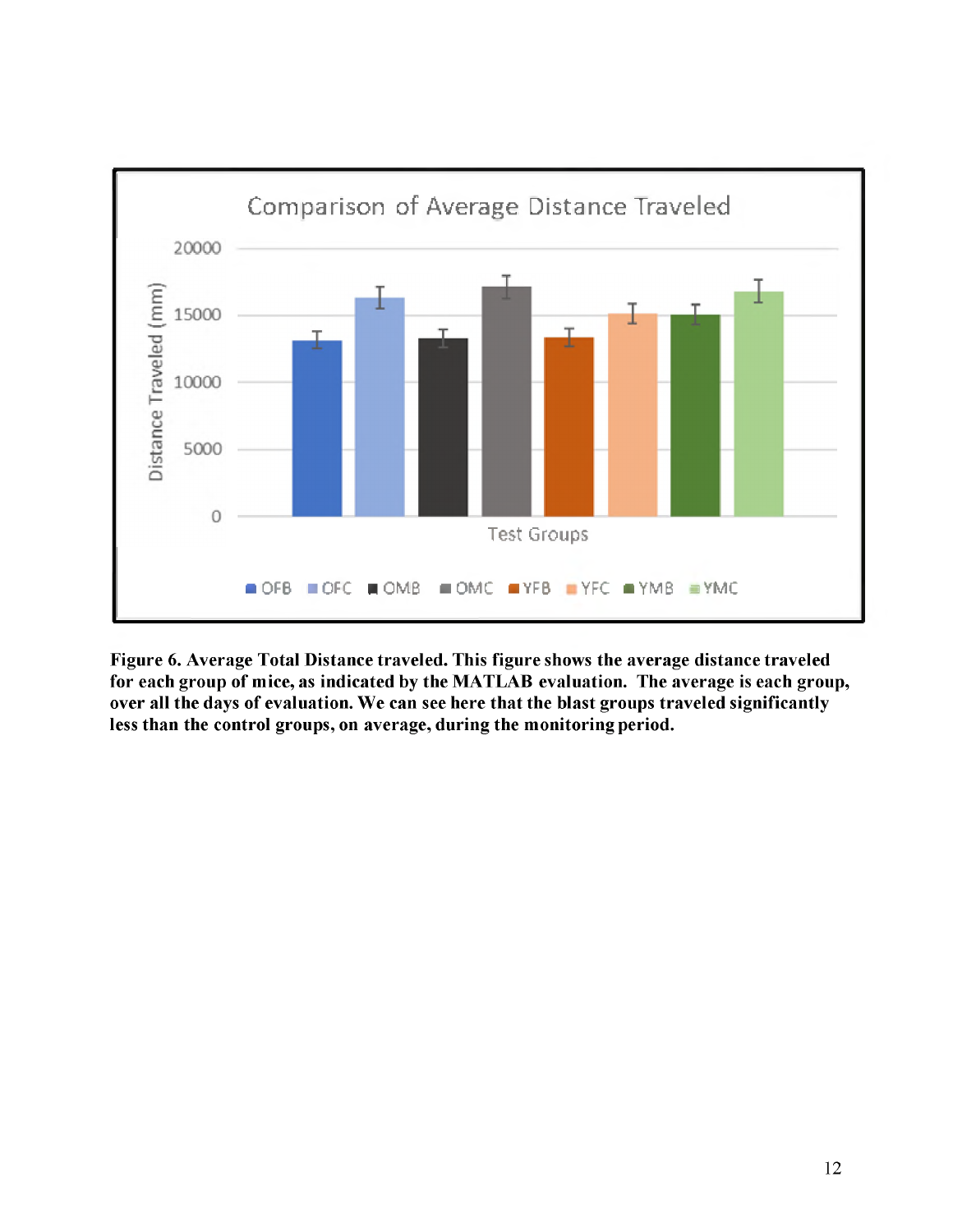**Figure 6. Average Total Distance traveled. This figure shows the average distance traveled for each group of mice, as indicated by the MATLAB evaluation. The average is each group, over all the days of evaluation. We can see here that the blast groups traveled significantly less than the control groups, on average, during the monitoring period.**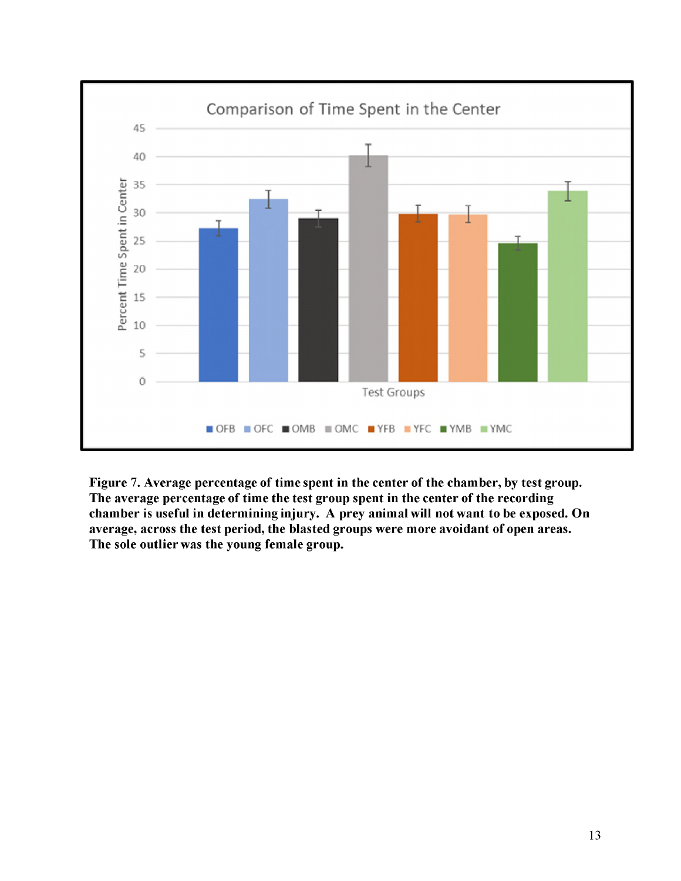**Figure 7. Average percentage of time spent in the center of the chamber, by test group. The average percentage of time the test group spent in the center of the recording chamber is useful in determining injury. A prey animal will not want to be exposed. On average, across the test period, the blasted groups were more avoidant of open areas. The sole outlier was the young female group.**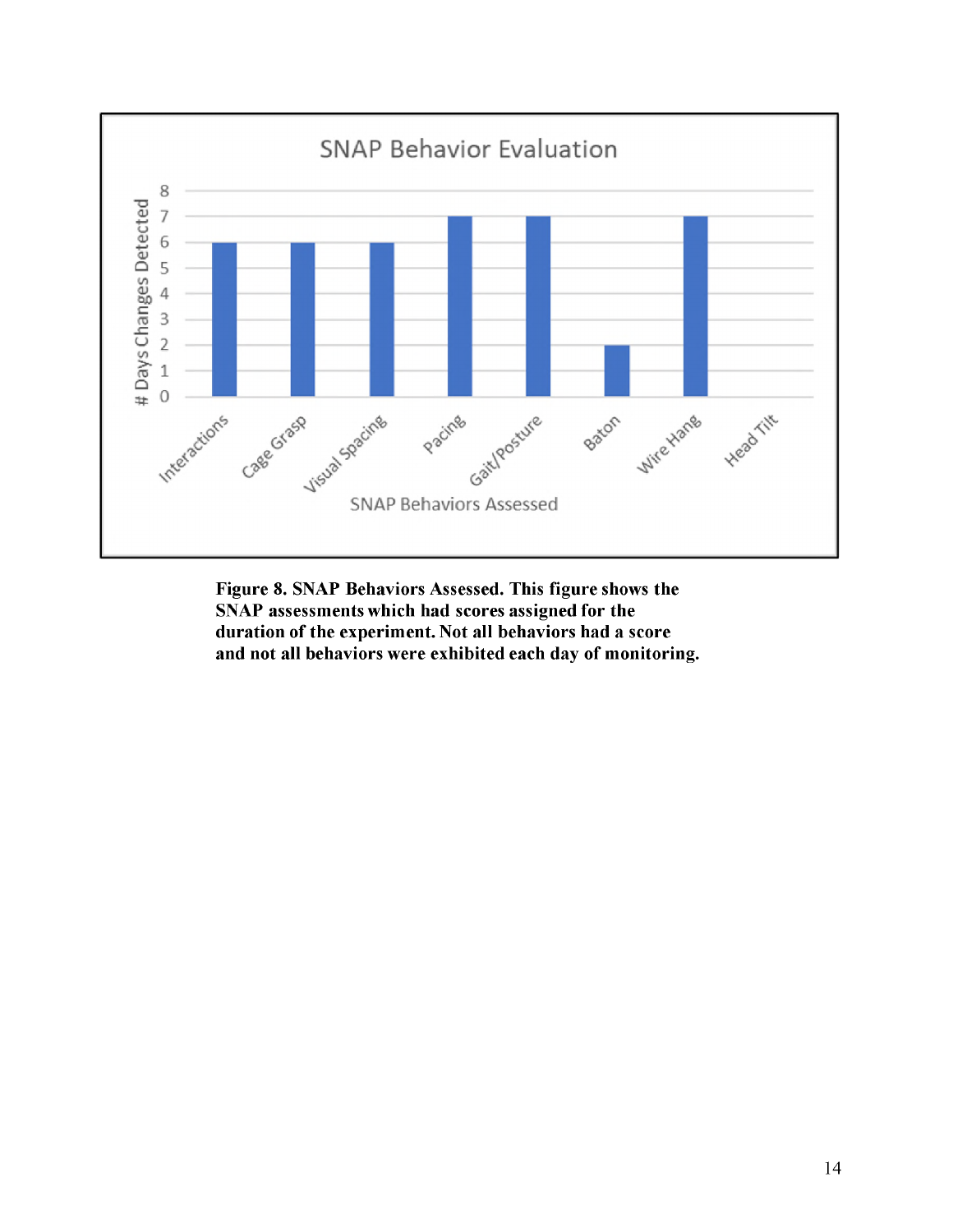**Figure 8. SNAP Behaviors Assessed. This figure shows the SNAP assessments which had scores assigned for the duration of the experiment. Not all behaviors had a score and not all behaviors were exhibited each day of monitoring.**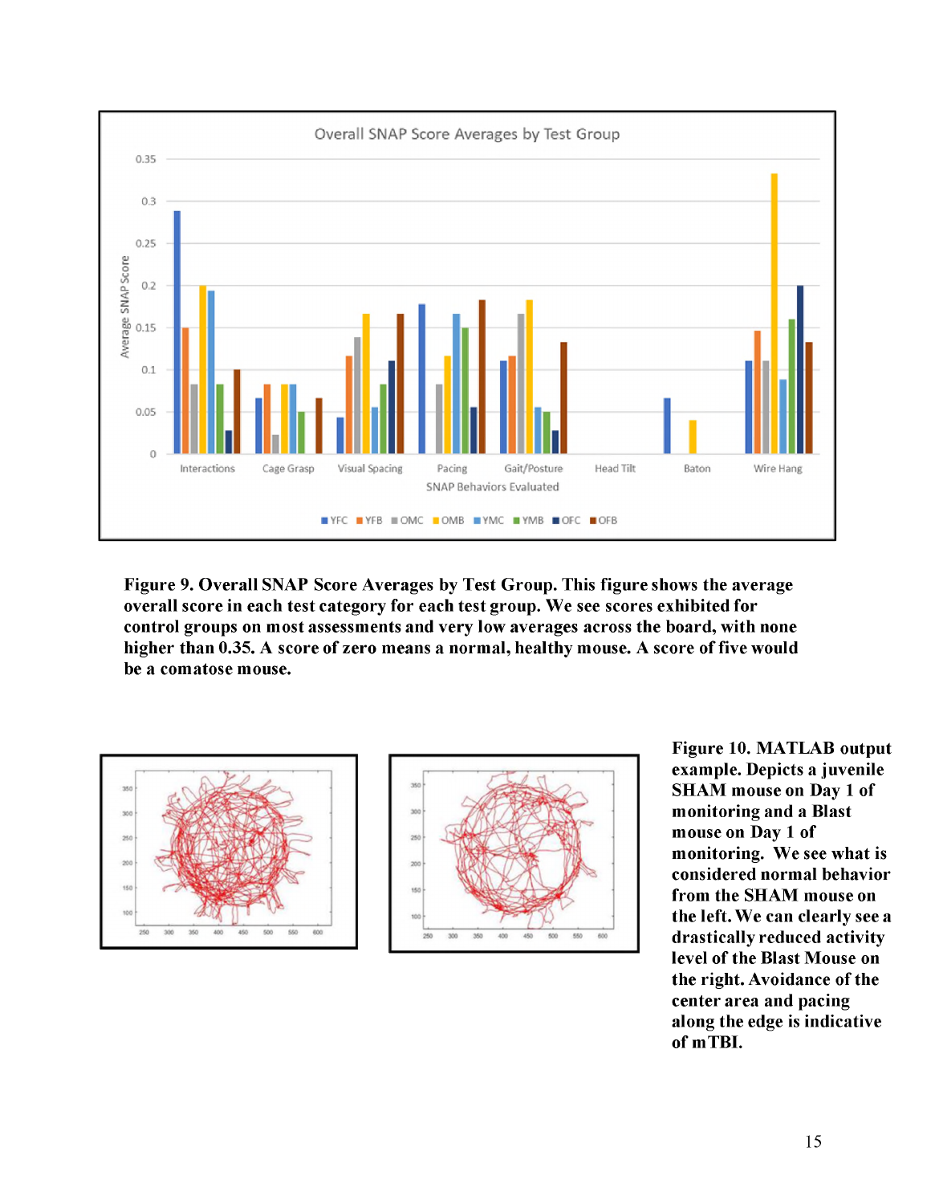**Figure 9. Overall SNAP Score Averages by Test Group. This figure shows the average overall score in each test category for each test group. We see scores exhibited for control groups on most assessments and very low averages across the board, with none higher than 0.35. A score of zero means a normal, healthy mouse. A score of five would be a comatose mouse.**

**Figure 10. MATLAB output example. Depicts a juvenile SHAM mouse on Day 1 of monitoring and a Blast mouse on Day 1 of monitoring. We see what is considered normal behavior from the SHAM mouse on the left. We can clearly see a drastically reduced activity level of the Blast Mouse on the right. Avoidance of the center area and pacing along the edge is indicative of mTBI.**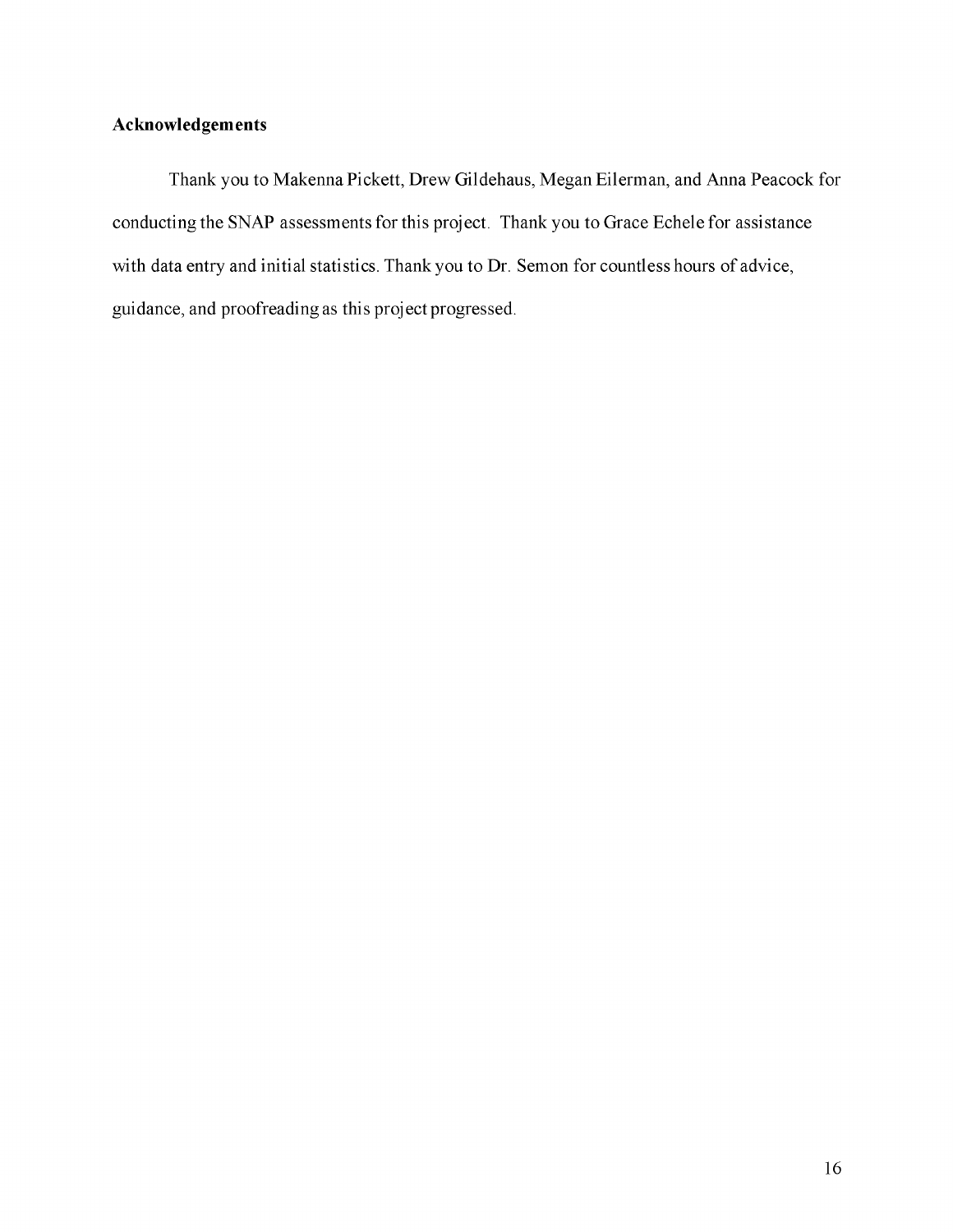**Acknowledgements**

Thank you to Makenna Pickett, Drew Gildehaus, Megan Eilerman, and Anna Peacock for conducting the SNAP assessments for this project. Thank you to Grace Echele for assistance with data entry and initial statistics. Thank you to Dr. Semon for countless hours of advice, guidance, and proofreading as this project progressed.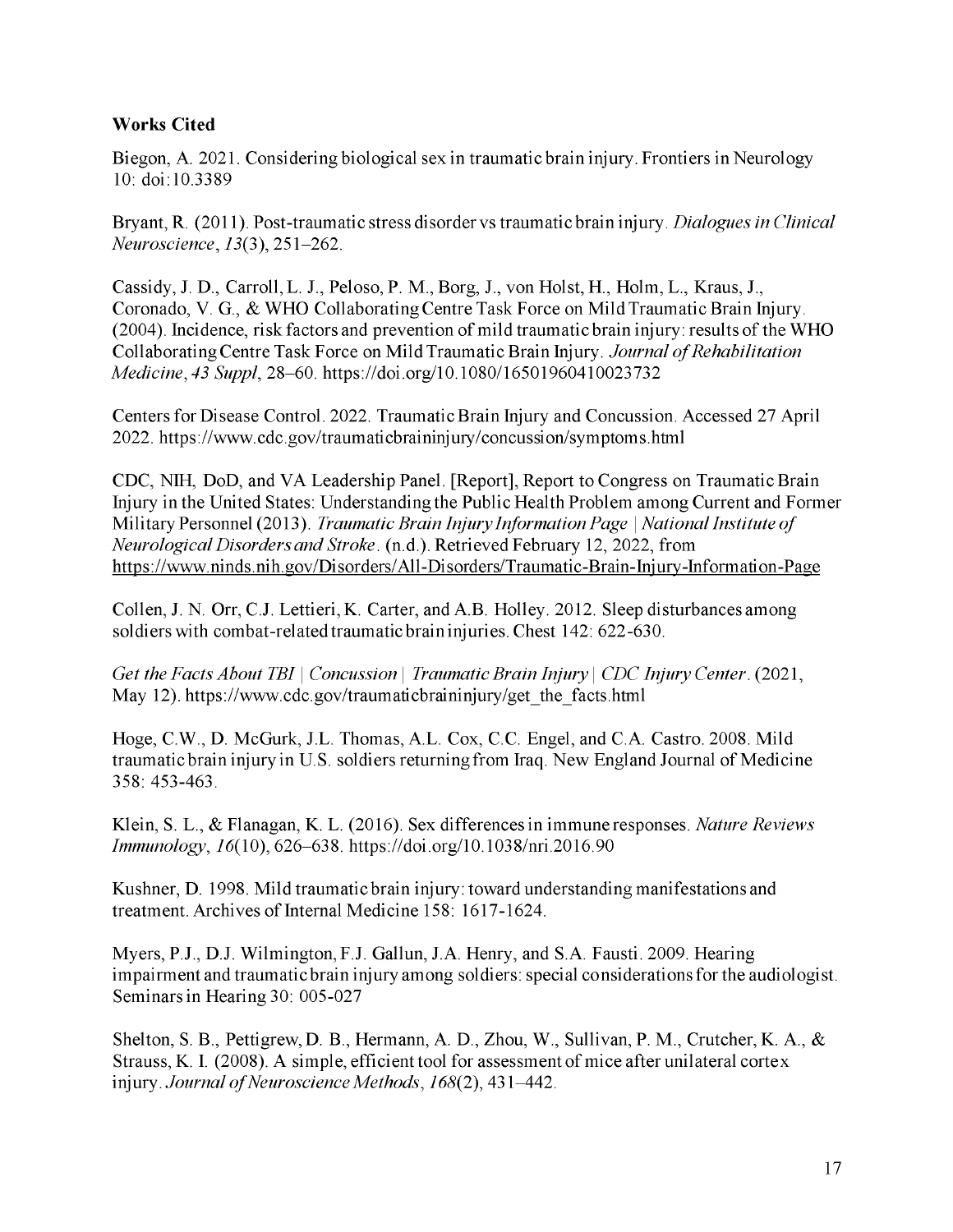**Works Cited**

Biegon, A. 2021. Considering biological sex in traumatic brain injury. Frontiers in Neurology 10: doi:10.3389

Bryant, R. (2011). Post-traumatic stress disorder vs traumatic brain injury. *Dialogues in Clinical Neuroscience*, *13*(3), 251–262.

Cassidy, J. D., Carroll, L. J., Peloso, P. M., Borg, J., von Holst, H., Holm, L., Kraus, J., Coronado, V. G., & WHO Collaborating Centre Task Force on Mild Traumatic Brain Injury. (2004). Incidence, risk factors and prevention of mild traumatic brain injury: results of the WHO Collaborating Centre Task Force on Mild Traumatic Brain Injury. *Journal of Rehabilitation Medicine*, *43 Suppl*, 28–60. https://doi.org/10.1080/16501960410023732

Centers for Disease Control. 2022. Traumatic Brain Injury and Concussion. Accessed 27 April 2022. https://www.cdc.gov/traumaticbraininjury/concussion/symptoms.html

CDC, NIH, DoD, and VA Leadership Panel. [Report], Report to Congress on Traumatic Brain Injury in the United States: Understanding the Public Health Problem among Current and Former Military Personnel (2013). *Traumatic Brain Injury Information Page | National Institute of Neurological Disorders and Stroke*. (n.d.). Retrieved February 12, 2022, from https://www.ninds.nih.gov/Disorders/All-Disorders/Traumatic-Brain-Injury-Information-Page

Collen, J. N. Orr, C.J. Lettieri, K. Carter, and A.B. Holley. 2012. Sleep disturbances among soldiers with combat-related traumatic brain injuries. Chest 142: 622-630.

*Get the Facts About TBI | Concussion | Traumatic Brain Injury | CDC Injury Center*. (2021, May 12). https://www.cdc.gov/traumaticbraininjury/get_the_facts.html

Hoge, C.W., D. McGurk, J.L. Thomas, A.L. Cox, C.C. Engel, and C.A. Castro. 2008. Mild traumatic brain injury in U.S. soldiers returning from Iraq. New England Journal of Medicine 358: 453-463.

Klein, S. L., & Flanagan, K. L. (2016). Sex differences in immune responses. *Nature Reviews Immunology*, *16*(10), 626–638. https://doi.org/10.1038/nri.2016.90

Kushner, D. 1998. Mild traumatic brain injury: toward understanding manifestations and treatment. Archives of Internal Medicine 158: 1617-1624.

Myers, P.J., D.J. Wilmington, F.J. Gallun, J.A. Henry, and S.A. Fausti. 2009. Hearing impairment and traumatic brain injury among soldiers: special considerations for the audiologist. Seminars in Hearing 30: 005-027

Shelton, S. B., Pettigrew, D. B., Hermann, A. D., Zhou, W., Sullivan, P. M., Crutcher, K. A., & Strauss, K. I. (2008). A simple, efficient tool for assessment of mice after unilateral cortex injury. *Journal of Neuroscience Methods*, *168*(2), 431–442.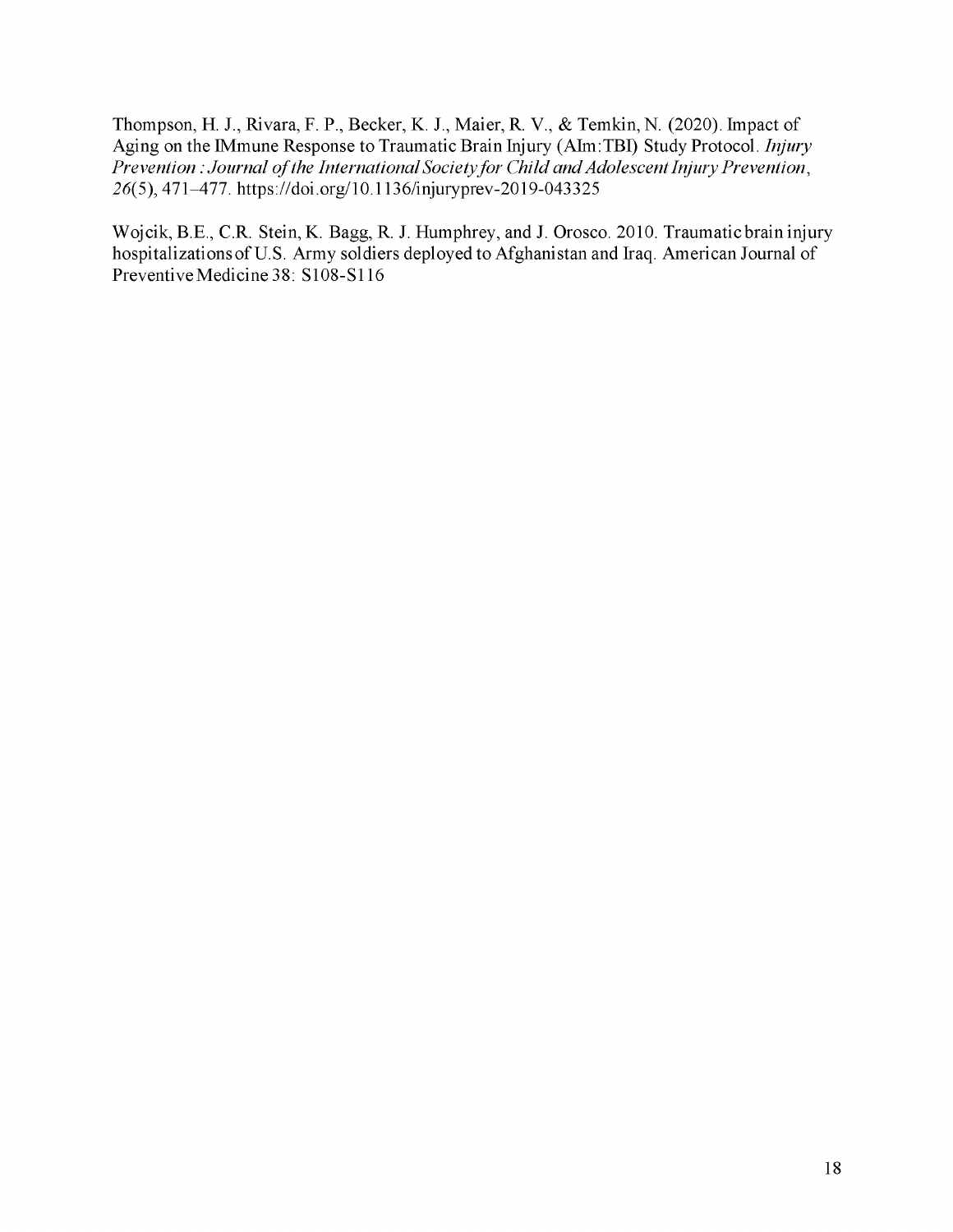Thompson, H. J., Rivara, F. P., Becker, K. J., Maier, R. V., & Temkin, N. (2020). Impact of Aging on the IMmune Response to Traumatic Brain Injury (AIm:TBI) Study Protocol. *Injury Prevention : Journal of the International Society for Child and Adolescent Injury Prevention*, *26*(5), 471–477. https://doi.org/10.1136/injuryprev-2019-043325

Wojcik, B.E., C.R. Stein, K. Bagg, R. J. Humphrey, and J. Orosco. 2010. Traumatic brain injury hospitalizations of U.S. Army soldiers deployed to Afghanistan and Iraq. American Journal of Preventive Medicine 38: S108-S116